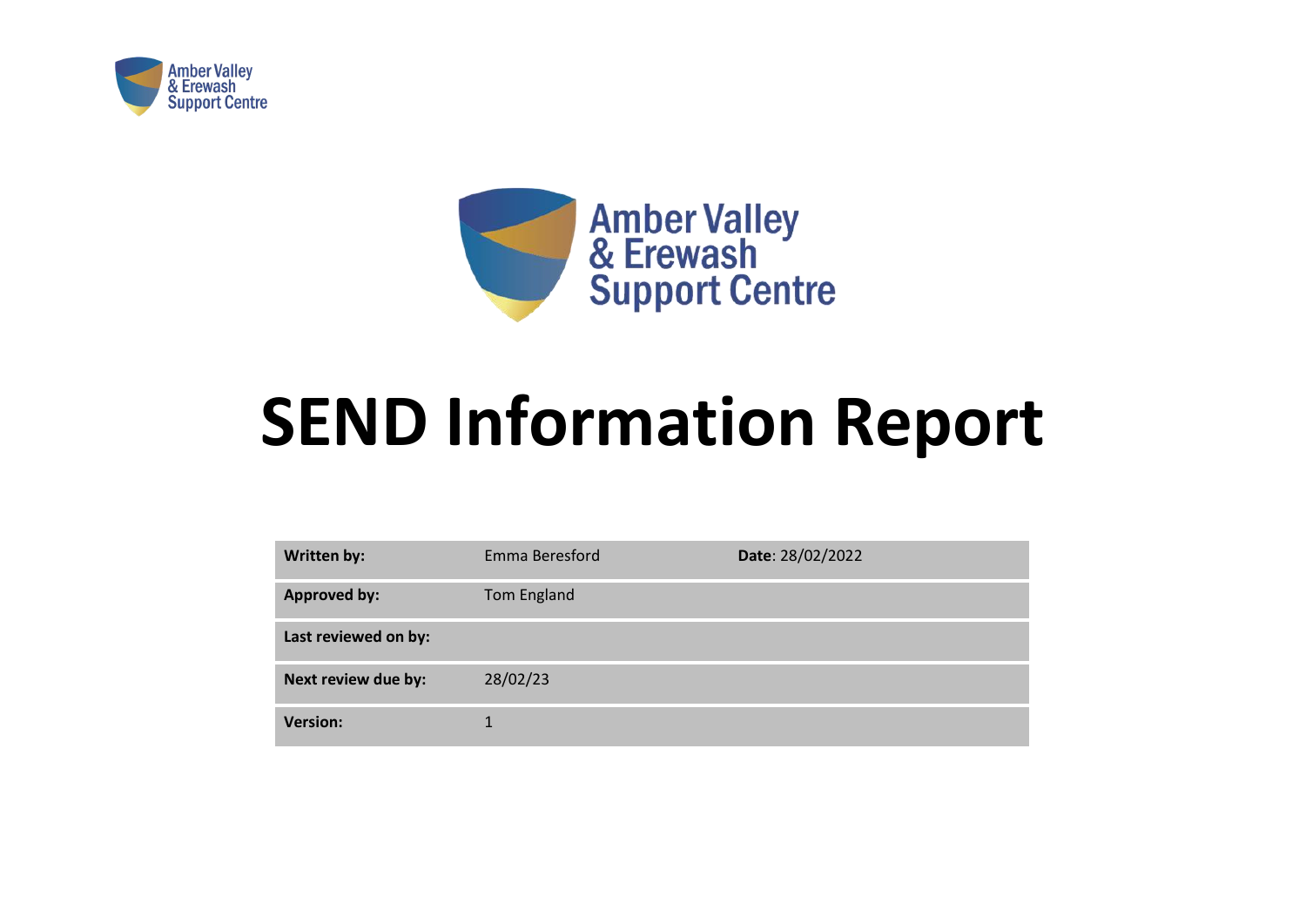Amber Valley & Erewash Support Centre

# SEND Information Report

| Written by: | Emma Beresford | Date: 28/02/2022 |
| --- | --- | --- |
| Approved by: | Tom England | |
| Last reviewed on by: | | |
| Next review due by: | 28/02/23 | |
| Version: | 1 | |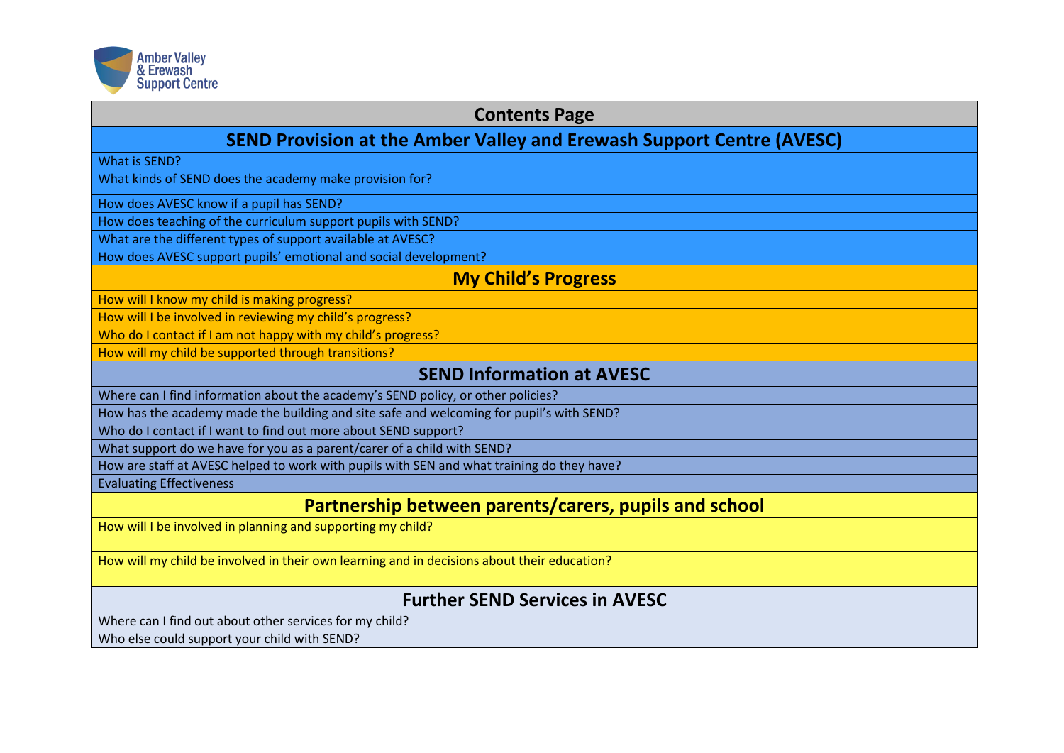Amber Valley & Erewash Support Centre

# Contents Page

## SEND Provision at the Amber Valley and Erewash Support Centre (AVESC)

- What is SEND?
- What kinds of SEND does the academy make provision for?
- How does AVESC know if a pupil has SEND?
- How does teaching of the curriculum support pupils with SEND?
- What are the different types of support available at AVESC?
- How does AVESC support pupils' emotional and social development?

## My Child's Progress

- How will I know my child is making progress?
- How will I be involved in reviewing my child's progress?
- Who do I contact if I am not happy with my child's progress?
- How will my child be supported through transitions?

## SEND Information at AVESC

- Where can I find information about the academy's SEND policy, or other policies?
- How has the academy made the building and site safe and welcoming for pupil's with SEND?
- Who do I contact if I want to find out more about SEND support?
- What support do we have for you as a parent/carer of a child with SEND?
- How are staff at AVESC helped to work with pupils with SEN and what training do they have?
- Evaluating Effectiveness

## Partnership between parents/carers, pupils and school

- How will I be involved in planning and supporting my child?
- How will my child be involved in their own learning and in decisions about their education?

## Further SEND Services in AVESC

- Where can I find out about other services for my child?
- Who else could support your child with SEND?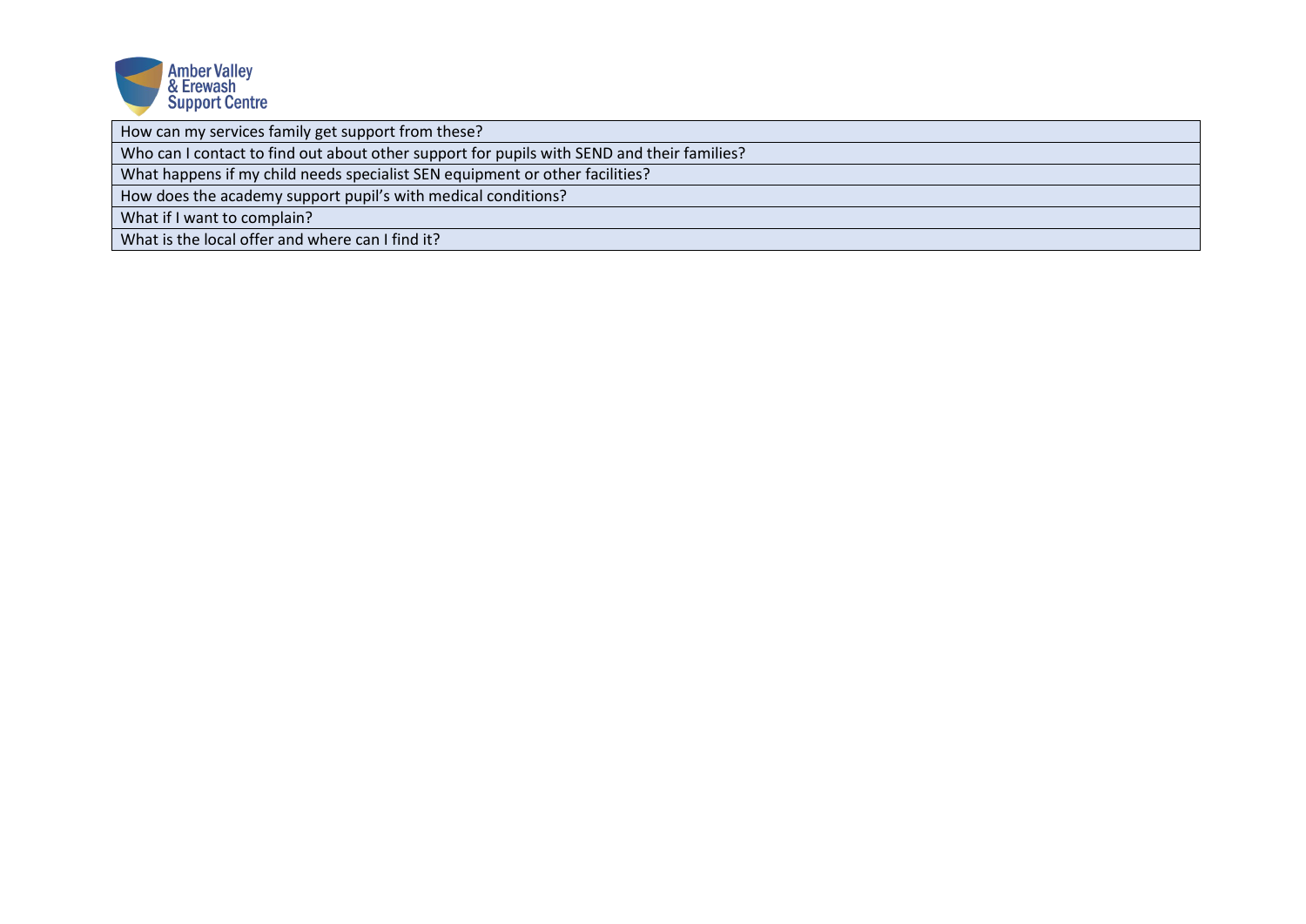Amber Valley & Erewash Support Centre

| How can my services family get support from these? |
|---|
| Who can I contact to find out about other support for pupils with SEND and their families? |
| What happens if my child needs specialist SEN equipment or other facilities? |
| How does the academy support pupil's with medical conditions? |
| What if I want to complain? |
| What is the local offer and where can I find it? |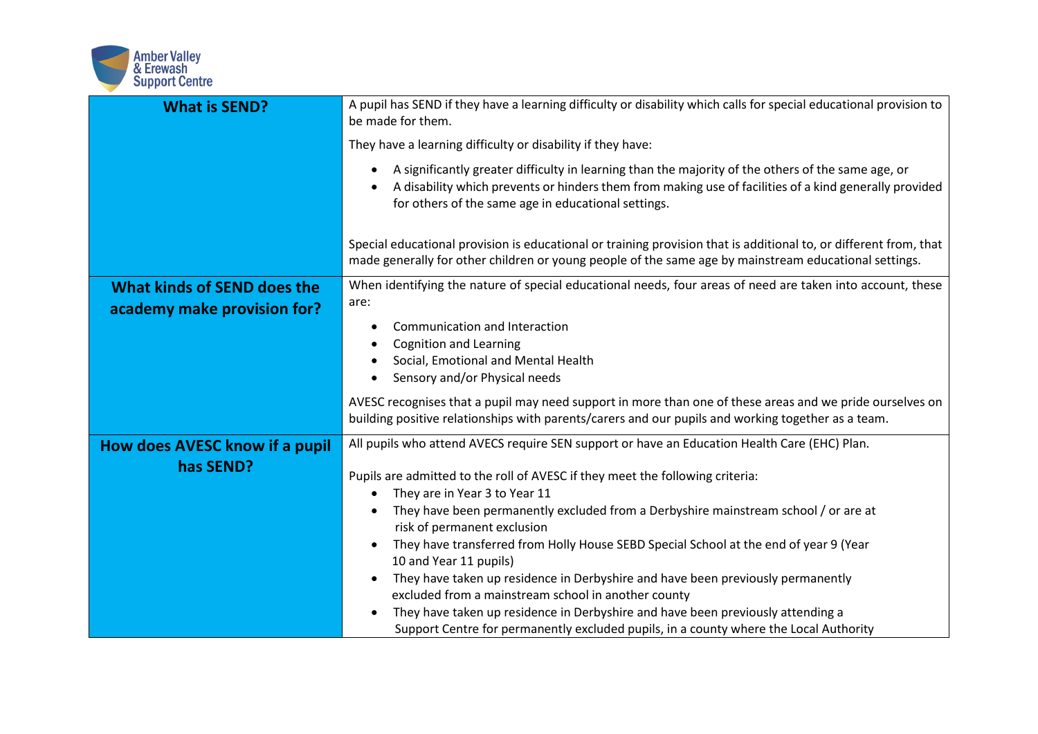| | |
|---|---|
| **What is SEND?** | A pupil has SEND if they have a learning difficulty or disability which calls for special educational provision to be made for them.<br><br>They have a learning difficulty or disability if they have:<br><br>• A significantly greater difficulty in learning than the majority of the others of the same age, or<br>• A disability which prevents or hinders them from making use of facilities of a kind generally provided for others of the same age in educational settings.<br><br>Special educational provision is educational or training provision that is additional to, or different from, that made generally for other children or young people of the same age by mainstream educational settings. |
| **What kinds of SEND does the academy make provision for?** | When identifying the nature of special educational needs, four areas of need are taken into account, these are:<br><br>• Communication and Interaction<br>• Cognition and Learning<br>• Social, Emotional and Mental Health<br>• Sensory and/or Physical needs<br><br>AVESC recognises that a pupil may need support in more than one of these areas and we pride ourselves on building positive relationships with parents/carers and our pupils and working together as a team. |
| **How does AVESC know if a pupil has SEND?** | All pupils who attend AVECS require SEN support or have an Education Health Care (EHC) Plan.<br><br>Pupils are admitted to the roll of AVESC if they meet the following criteria:<br>• They are in Year 3 to Year 11<br>• They have been permanently excluded from a Derbyshire mainstream school / or are at risk of permanent exclusion<br>• They have transferred from Holly House SEBD Special School at the end of year 9 (Year 10 and Year 11 pupils)<br>• They have taken up residence in Derbyshire and have been previously permanently excluded from a mainstream school in another county<br>• They have taken up residence in Derbyshire and have been previously attending a Support Centre for permanently excluded pupils, in a county where the Local Authority |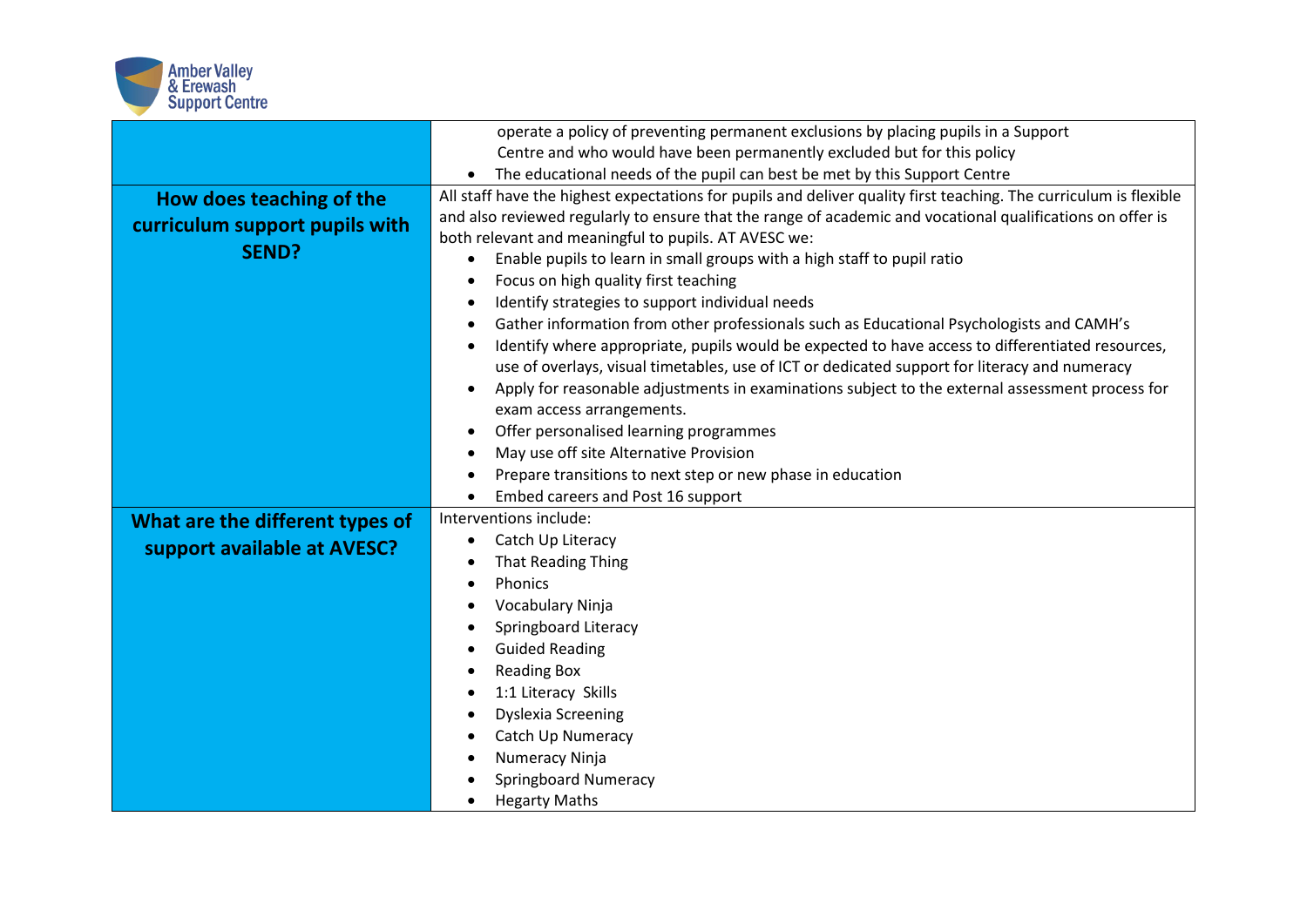| | |
|---|---|
| | operate a policy of preventing permanent exclusions by placing pupils in a Support Centre and who would have been permanently excluded but for this policy<br>• The educational needs of the pupil can best be met by this Support Centre |
| **How does teaching of the curriculum support pupils with SEND?** | All staff have the highest expectations for pupils and deliver quality first teaching. The curriculum is flexible and also reviewed regularly to ensure that the range of academic and vocational qualifications on offer is both relevant and meaningful to pupils. AT AVESC we:<br>• Enable pupils to learn in small groups with a high staff to pupil ratio<br>• Focus on high quality first teaching<br>• Identify strategies to support individual needs<br>• Gather information from other professionals such as Educational Psychologists and CAMH's<br>• Identify where appropriate, pupils would be expected to have access to differentiated resources, use of overlays, visual timetables, use of ICT or dedicated support for literacy and numeracy<br>• Apply for reasonable adjustments in examinations subject to the external assessment process for exam access arrangements.<br>• Offer personalised learning programmes<br>• May use off site Alternative Provision<br>• Prepare transitions to next step or new phase in education<br>• Embed careers and Post 16 support |
| **What are the different types of support available at AVESC?** | Interventions include:<br>• Catch Up Literacy<br>• That Reading Thing<br>• Phonics<br>• Vocabulary Ninja<br>• Springboard Literacy<br>• Guided Reading<br>• Reading Box<br>• 1:1 Literacy Skills<br>• Dyslexia Screening<br>• Catch Up Numeracy<br>• Numeracy Ninja<br>• Springboard Numeracy<br>• Hegarty Maths |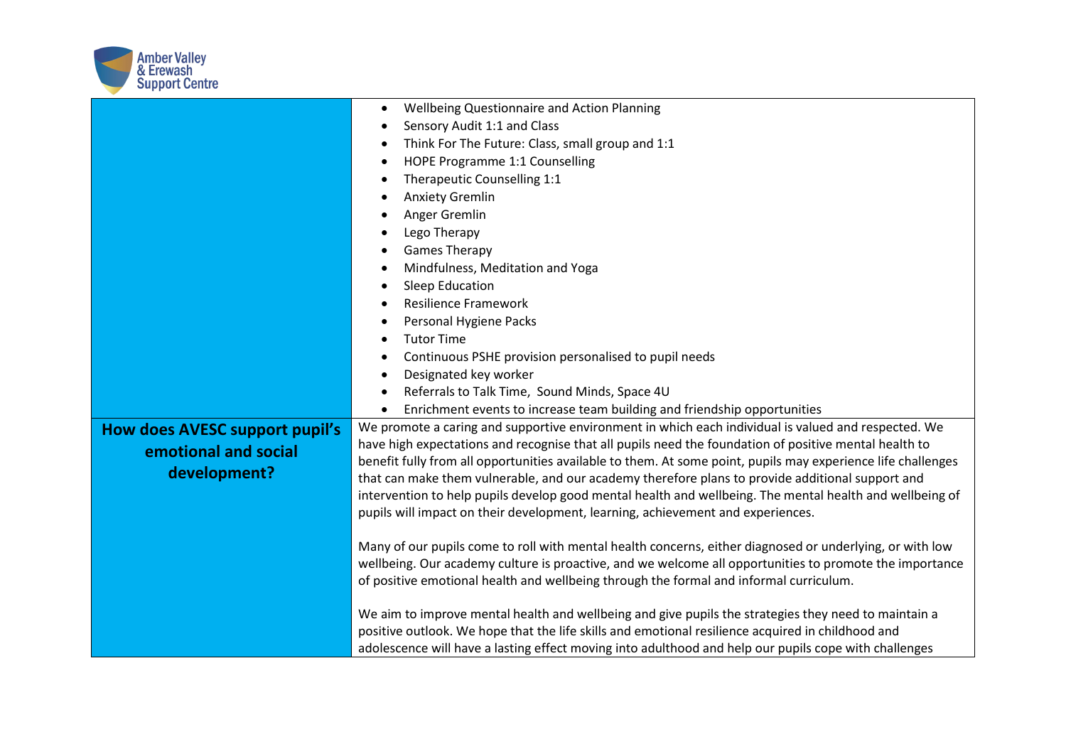| | |
|---|---|
| | • Wellbeing Questionnaire and Action Planning<br>• Sensory Audit 1:1 and Class<br>• Think For The Future: Class, small group and 1:1<br>• HOPE Programme 1:1 Counselling<br>• Therapeutic Counselling 1:1<br>• Anxiety Gremlin<br>• Anger Gremlin<br>• Lego Therapy<br>• Games Therapy<br>• Mindfulness, Meditation and Yoga<br>• Sleep Education<br>• Resilience Framework<br>• Personal Hygiene Packs<br>• Tutor Time<br>• Continuous PSHE provision personalised to pupil needs<br>• Designated key worker<br>• Referrals to Talk Time, Sound Minds, Space 4U<br>• Enrichment events to increase team building and friendship opportunities |
| **How does AVESC support pupil's emotional and social development?** | We promote a caring and supportive environment in which each individual is valued and respected. We have high expectations and recognise that all pupils need the foundation of positive mental health to benefit fully from all opportunities available to them. At some point, pupils may experience life challenges that can make them vulnerable, and our academy therefore plans to provide additional support and intervention to help pupils develop good mental health and wellbeing. The mental health and wellbeing of pupils will impact on their development, learning, achievement and experiences.<br><br>Many of our pupils come to roll with mental health concerns, either diagnosed or underlying, or with low wellbeing. Our academy culture is proactive, and we welcome all opportunities to promote the importance of positive emotional health and wellbeing through the formal and informal curriculum.<br><br>We aim to improve mental health and wellbeing and give pupils the strategies they need to maintain a positive outlook. We hope that the life skills and emotional resilience acquired in childhood and adolescence will have a lasting effect moving into adulthood and help our pupils cope with challenges |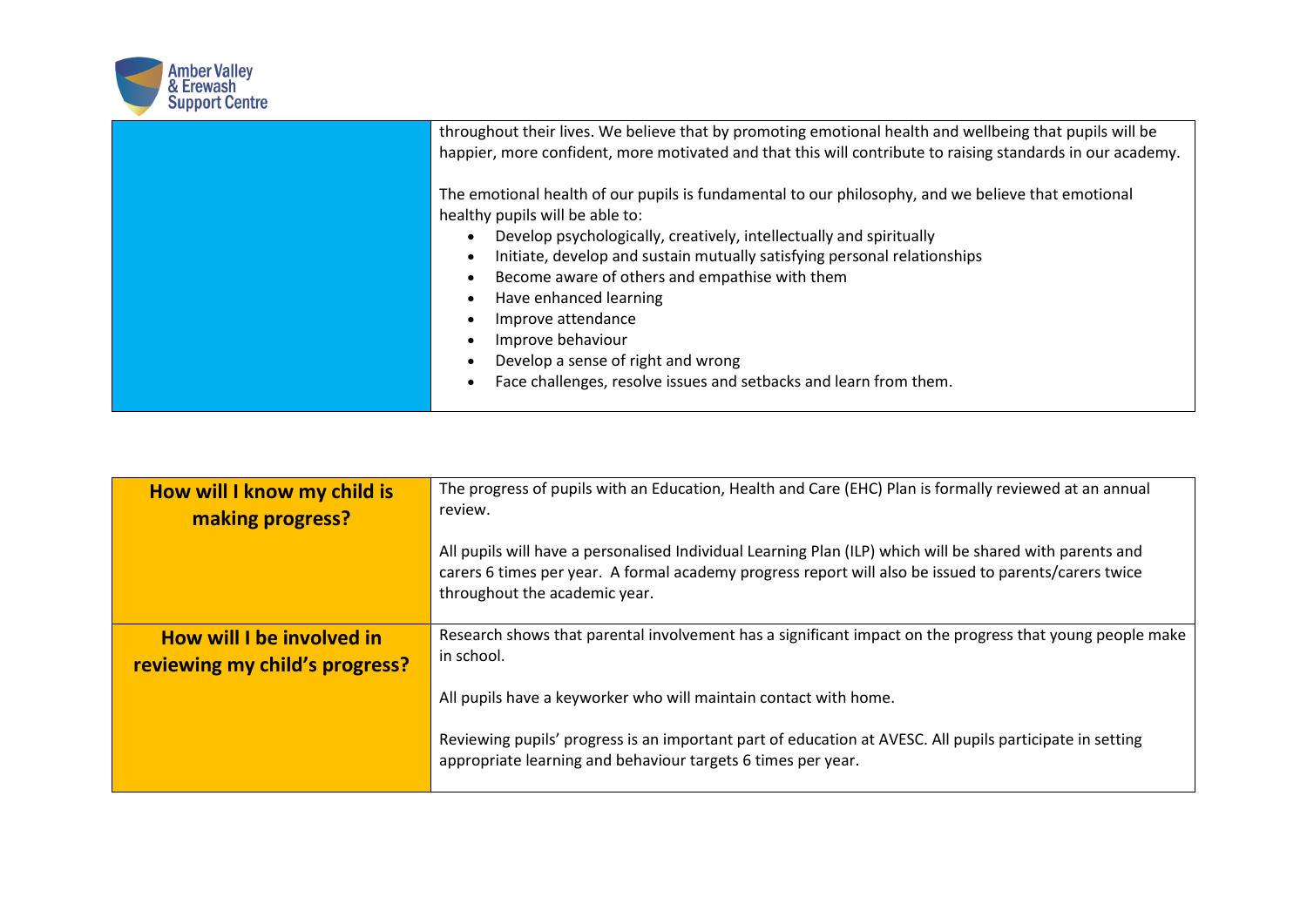| | |
|---|---|
| | throughout their lives. We believe that by promoting emotional health and wellbeing that pupils will be happier, more confident, more motivated and that this will contribute to raising standards in our academy.<br><br>The emotional health of our pupils is fundamental to our philosophy, and we believe that emotional healthy pupils will be able to:<br>• Develop psychologically, creatively, intellectually and spiritually<br>• Initiate, develop and sustain mutually satisfying personal relationships<br>• Become aware of others and empathise with them<br>• Have enhanced learning<br>• Improve attendance<br>• Improve behaviour<br>• Develop a sense of right and wrong<br>• Face challenges, resolve issues and setbacks and learn from them. |

| | |
|---|---|
| **How will I know my child is making progress?** | The progress of pupils with an Education, Health and Care (EHC) Plan is formally reviewed at an annual review.<br><br>All pupils will have a personalised Individual Learning Plan (ILP) which will be shared with parents and carers 6 times per year. A formal academy progress report will also be issued to parents/carers twice throughout the academic year. |
| **How will I be involved in reviewing my child's progress?** | Research shows that parental involvement has a significant impact on the progress that young people make in school.<br><br>All pupils have a keyworker who will maintain contact with home.<br><br>Reviewing pupils' progress is an important part of education at AVESC. All pupils participate in setting appropriate learning and behaviour targets 6 times per year. |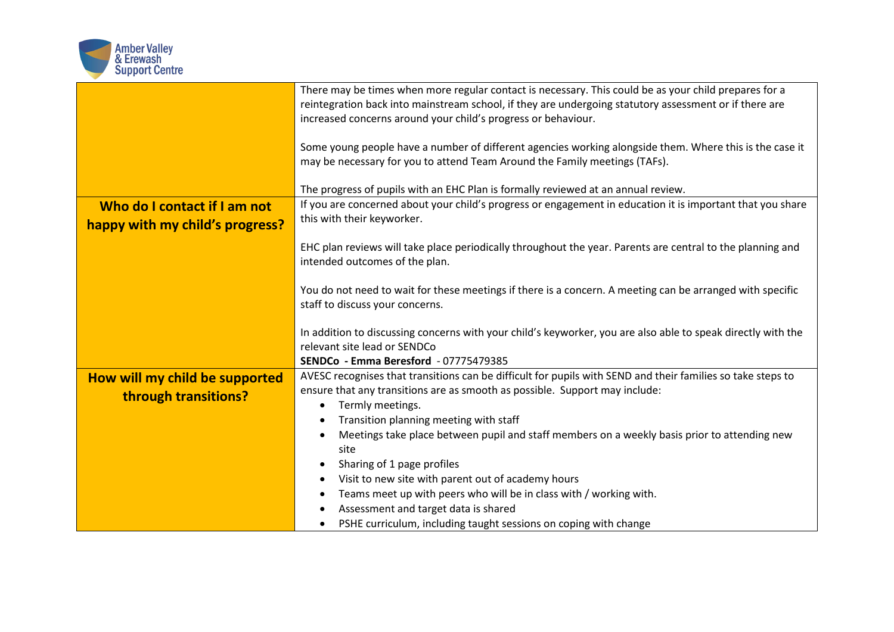| | |
|---|---|
| | There may be times when more regular contact is necessary. This could be as your child prepares for a reintegration back into mainstream school, if they are undergoing statutory assessment or if there are increased concerns around your child's progress or behaviour.<br><br>Some young people have a number of different agencies working alongside them. Where this is the case it may be necessary for you to attend Team Around the Family meetings (TAFs).<br><br>The progress of pupils with an EHC Plan is formally reviewed at an annual review. |
| **Who do I contact if I am not happy with my child's progress?** | If you are concerned about your child's progress or engagement in education it is important that you share this with their keyworker.<br><br>EHC plan reviews will take place periodically throughout the year. Parents are central to the planning and intended outcomes of the plan.<br><br>You do not need to wait for these meetings if there is a concern. A meeting can be arranged with specific staff to discuss your concerns.<br><br>In addition to discussing concerns with your child's keyworker, you are also able to speak directly with the relevant site lead or SENDCo<br>**SENDCo - Emma Beresford** - 07775479385 |
| **How will my child be supported through transitions?** | AVESC recognises that transitions can be difficult for pupils with SEND and their families so take steps to ensure that any transitions are as smooth as possible. Support may include:<br>• Termly meetings.<br>• Transition planning meeting with staff<br>• Meetings take place between pupil and staff members on a weekly basis prior to attending new site<br>• Sharing of 1 page profiles<br>• Visit to new site with parent out of academy hours<br>• Teams meet up with peers who will be in class with / working with.<br>• Assessment and target data is shared<br>• PSHE curriculum, including taught sessions on coping with change |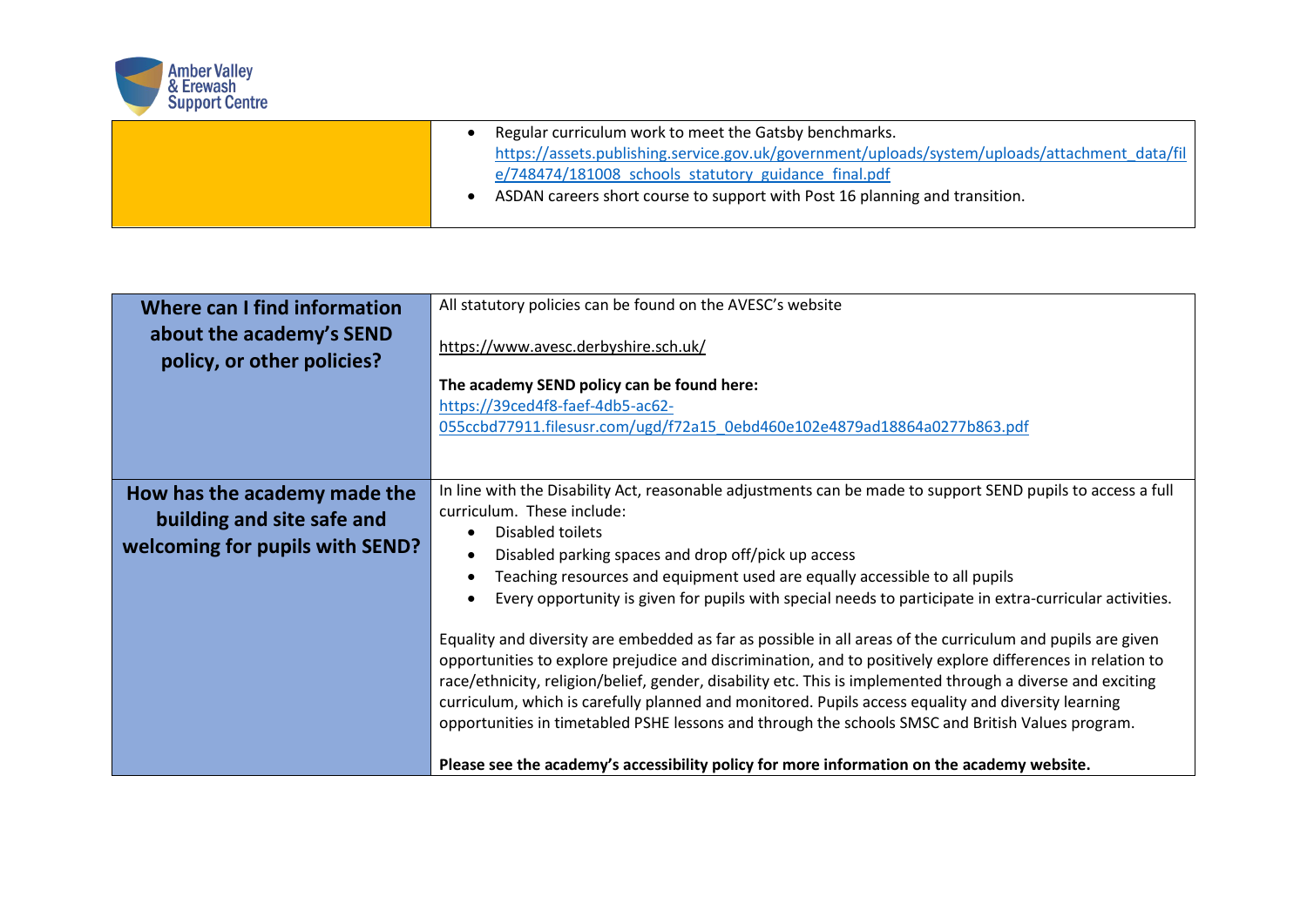| | |
|---|---|
| | • Regular curriculum work to meet the Gatsby benchmarks. https://assets.publishing.service.gov.uk/government/uploads/system/uploads/attachment_data/file/748474/181008_schools_statutory_guidance_final.pdf<br>• ASDAN careers short course to support with Post 16 planning and transition. |

| | |
|---|---|
| **Where can I find information about the academy's SEND policy, or other policies?** | All statutory policies can be found on the AVESC's website<br><br>https://www.avesc.derbyshire.sch.uk/<br><br>**The academy SEND policy can be found here:**<br>https://39ced4f8-faef-4db5-ac62-055ccbd77911.filesusr.com/ugd/f72a15_0ebd460e102e4879ad18864a0277b863.pdf |
| **How has the academy made the building and site safe and welcoming for pupils with SEND?** | In line with the Disability Act, reasonable adjustments can be made to support SEND pupils to access a full curriculum. These include:<br>• Disabled toilets<br>• Disabled parking spaces and drop off/pick up access<br>• Teaching resources and equipment used are equally accessible to all pupils<br>• Every opportunity is given for pupils with special needs to participate in extra-curricular activities.<br><br>Equality and diversity are embedded as far as possible in all areas of the curriculum and pupils are given opportunities to explore prejudice and discrimination, and to positively explore differences in relation to race/ethnicity, religion/belief, gender, disability etc. This is implemented through a diverse and exciting curriculum, which is carefully planned and monitored. Pupils access equality and diversity learning opportunities in timetabled PSHE lessons and through the schools SMSC and British Values program.<br><br>**Please see the academy's accessibility policy for more information on the academy website.** |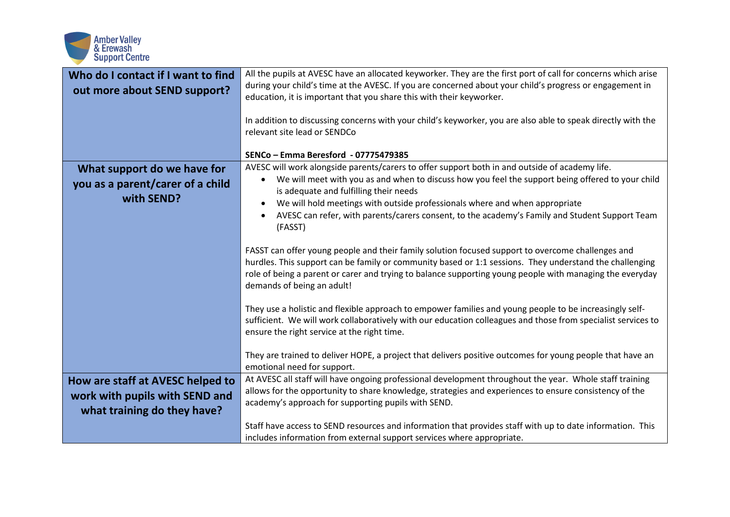| Question | Response |
| --- | --- |
| **Who do I contact if I want to find out more about SEND support?** | All the pupils at AVESC have an allocated keyworker. They are the first port of call for concerns which arise during your child's time at the AVESC. If you are concerned about your child's progress or engagement in education, it is important that you share this with their keyworker.<br><br>In addition to discussing concerns with your child's keyworker, you are also able to speak directly with the relevant site lead or SENDCo<br><br>**SENCo – Emma Beresford - 07775479385** |
| **What support do we have for you as a parent/carer of a child with SEND?** | AVESC will work alongside parents/carers to offer support both in and outside of academy life.<br>• We will meet with you as and when to discuss how you feel the support being offered to your child is adequate and fulfilling their needs<br>• We will hold meetings with outside professionals where and when appropriate<br>• AVESC can refer, with parents/carers consent, to the academy's Family and Student Support Team (FASST)<br><br>FASST can offer young people and their family solution focused support to overcome challenges and hurdles. This support can be family or community based or 1:1 sessions. They understand the challenging role of being a parent or carer and trying to balance supporting young people with managing the everyday demands of being an adult!<br><br>They use a holistic and flexible approach to empower families and young people to be increasingly self-sufficient. We will work collaboratively with our education colleagues and those from specialist services to ensure the right service at the right time.<br><br>They are trained to deliver HOPE, a project that delivers positive outcomes for young people that have an emotional need for support. |
| **How are staff at AVESC helped to work with pupils with SEND and what training do they have?** | At AVESC all staff will have ongoing professional development throughout the year. Whole staff training allows for the opportunity to share knowledge, strategies and experiences to ensure consistency of the academy's approach for supporting pupils with SEND.<br><br>Staff have access to SEND resources and information that provides staff with up to date information. This includes information from external support services where appropriate. |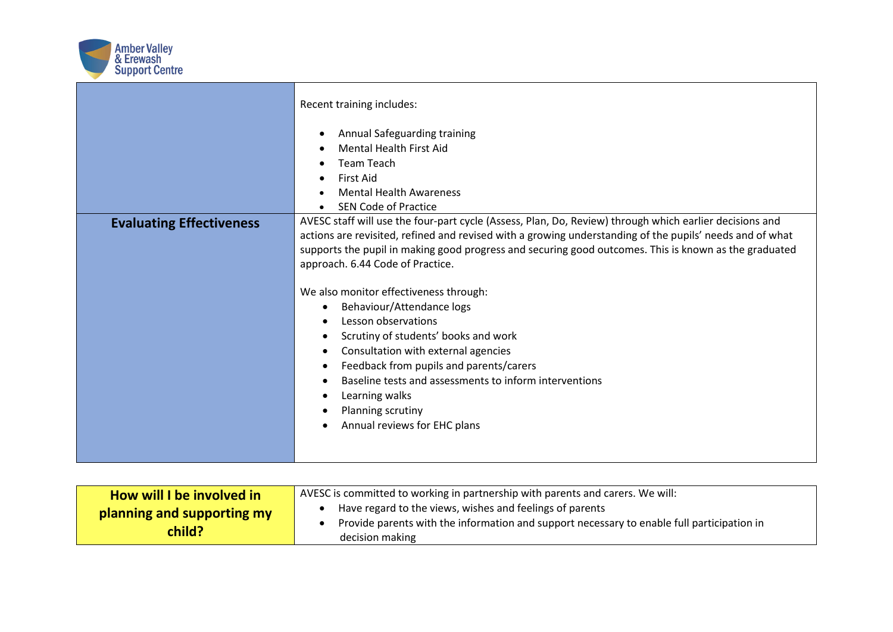| | |
|---|---|
| | Recent training includes:<br><br>• Annual Safeguarding training<br>• Mental Health First Aid<br>• Team Teach<br>• First Aid<br>• Mental Health Awareness<br>• SEN Code of Practice |
| **Evaluating Effectiveness** | AVESC staff will use the four-part cycle (Assess, Plan, Do, Review) through which earlier decisions and actions are revisited, refined and revised with a growing understanding of the pupils' needs and of what supports the pupil in making good progress and securing good outcomes. This is known as the graduated approach. 6.44 Code of Practice.<br><br>We also monitor effectiveness through:<br>• Behaviour/Attendance logs<br>• Lesson observations<br>• Scrutiny of students' books and work<br>• Consultation with external agencies<br>• Feedback from pupils and parents/carers<br>• Baseline tests and assessments to inform interventions<br>• Learning walks<br>• Planning scrutiny<br>• Annual reviews for EHC plans |

| | |
|---|---|
| **How will I be involved in planning and supporting my child?** | AVESC is committed to working in partnership with parents and carers. We will:<br>• Have regard to the views, wishes and feelings of parents<br>• Provide parents with the information and support necessary to enable full participation in decision making |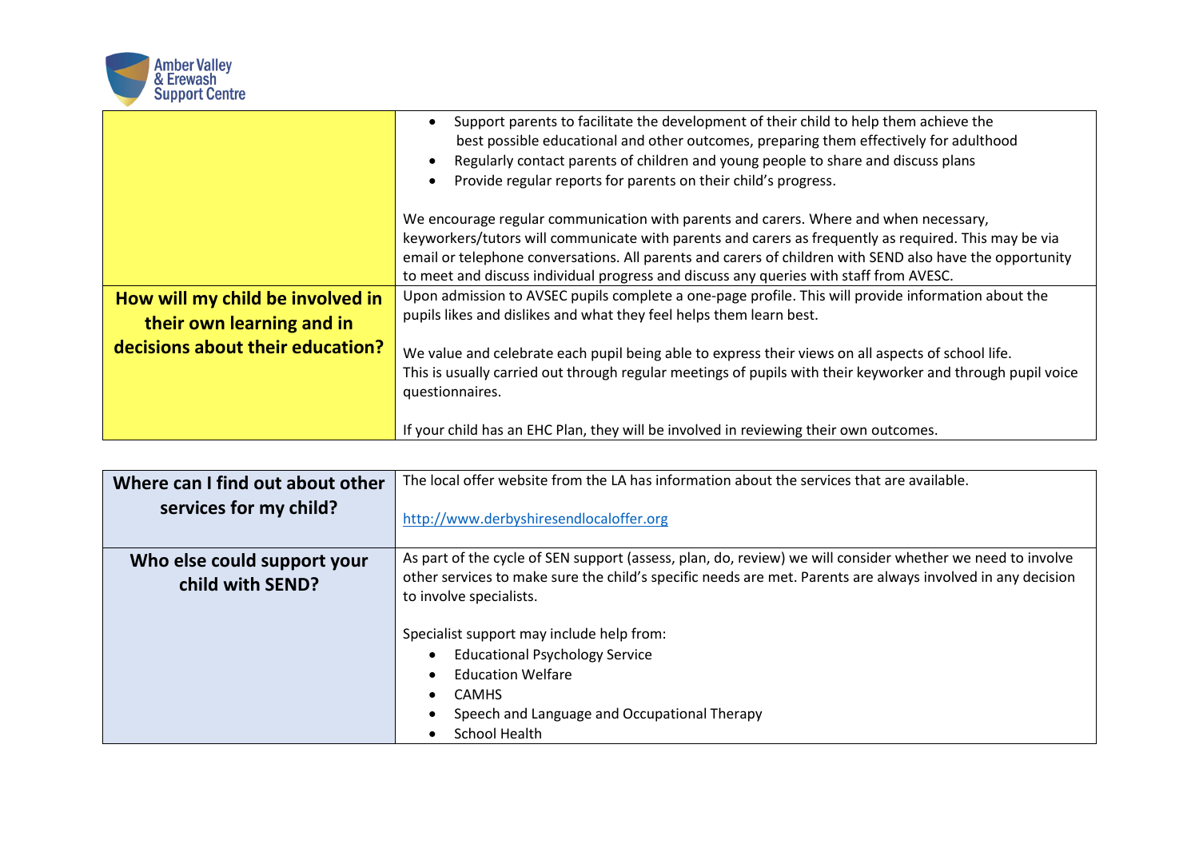| | |
|---|---|
| | • Support parents to facilitate the development of their child to help them achieve the best possible educational and other outcomes, preparing them effectively for adulthood<br>• Regularly contact parents of children and young people to share and discuss plans<br>• Provide regular reports for parents on their child's progress.<br><br>We encourage regular communication with parents and carers. Where and when necessary, keyworkers/tutors will communicate with parents and carers as frequently as required. This may be via email or telephone conversations. All parents and carers of children with SEND also have the opportunity to meet and discuss individual progress and discuss any queries with staff from AVESC. |
| **How will my child be involved in their own learning and in decisions about their education?** | Upon admission to AVSEC pupils complete a one-page profile. This will provide information about the pupils likes and dislikes and what they feel helps them learn best.<br><br>We value and celebrate each pupil being able to express their views on all aspects of school life. This is usually carried out through regular meetings of pupils with their keyworker and through pupil voice questionnaires.<br><br>If your child has an EHC Plan, they will be involved in reviewing their own outcomes. |

| | |
|---|---|
| **Where can I find out about other services for my child?** | The local offer website from the LA has information about the services that are available.<br><br>http://www.derbyshiresendlocaloffer.org |
| **Who else could support your child with SEND?** | As part of the cycle of SEN support (assess, plan, do, review) we will consider whether we need to involve other services to make sure the child's specific needs are met. Parents are always involved in any decision to involve specialists.<br><br>Specialist support may include help from:<br>• Educational Psychology Service<br>• Education Welfare<br>• CAMHS<br>• Speech and Language and Occupational Therapy<br>• School Health |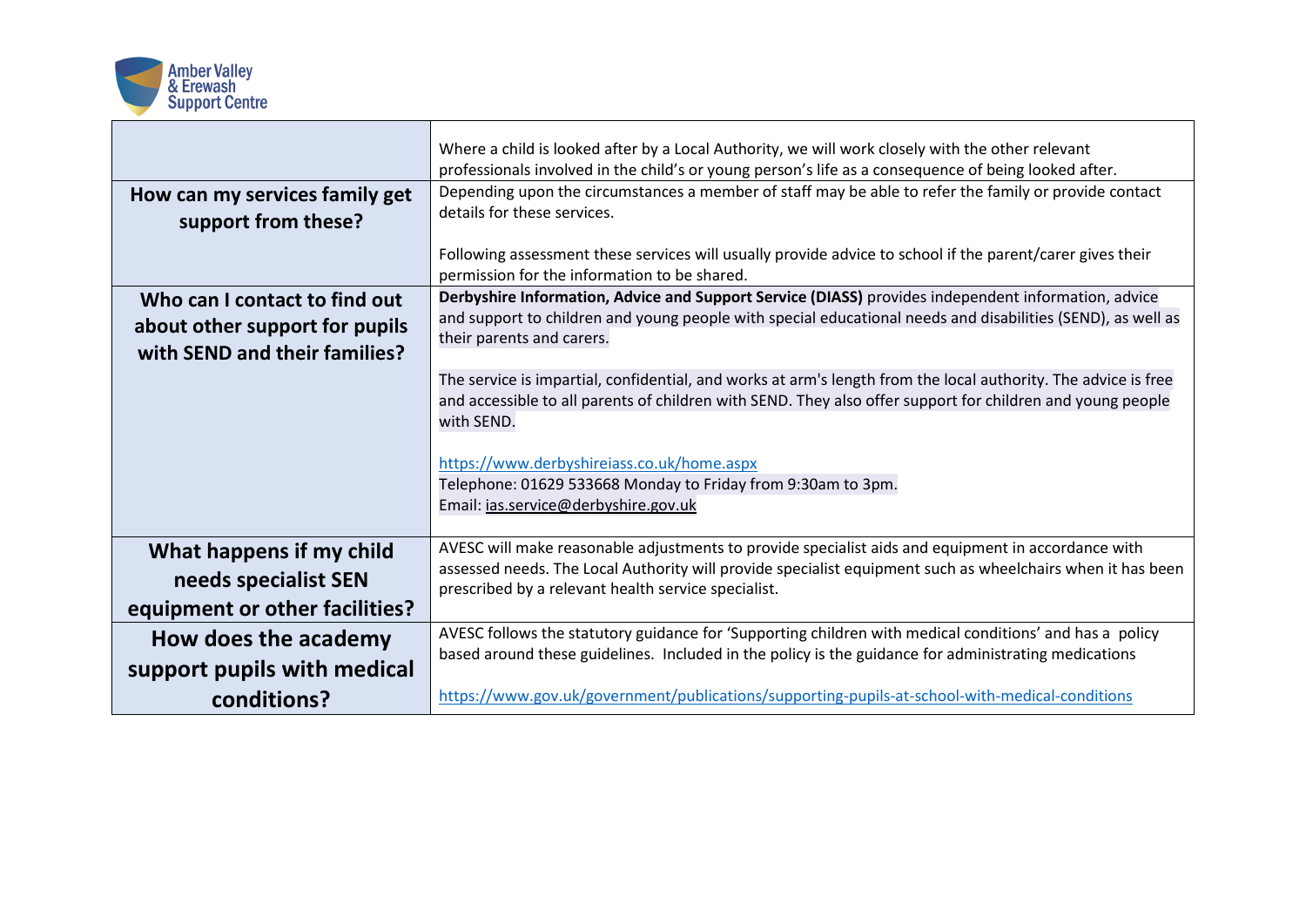| | |
|---|---|
| | Where a child is looked after by a Local Authority, we will work closely with the other relevant professionals involved in the child's or young person's life as a consequence of being looked after. |
| **How can my services family get support from these?** | Depending upon the circumstances a member of staff may be able to refer the family or provide contact details for these services.<br><br>Following assessment these services will usually provide advice to school if the parent/carer gives their permission for the information to be shared. |
| **Who can I contact to find out about other support for pupils with SEND and their families?** | **Derbyshire Information, Advice and Support Service (DIASS)** provides independent information, advice and support to children and young people with special educational needs and disabilities (SEND), as well as their parents and carers.<br><br>The service is impartial, confidential, and works at arm's length from the local authority. The advice is free and accessible to all parents of children with SEND. They also offer support for children and young people with SEND.<br><br>https://www.derbyshireiass.co.uk/home.aspx<br>Telephone: 01629 533668 Monday to Friday from 9:30am to 3pm.<br>Email: ias.service@derbyshire.gov.uk |
| **What happens if my child needs specialist SEN equipment or other facilities?** | AVESC will make reasonable adjustments to provide specialist aids and equipment in accordance with assessed needs. The Local Authority will provide specialist equipment such as wheelchairs when it has been prescribed by a relevant health service specialist. |
| **How does the academy support pupils with medical conditions?** | AVESC follows the statutory guidance for 'Supporting children with medical conditions' and has a policy based around these guidelines. Included in the policy is the guidance for administrating medications<br><br>https://www.gov.uk/government/publications/supporting-pupils-at-school-with-medical-conditions |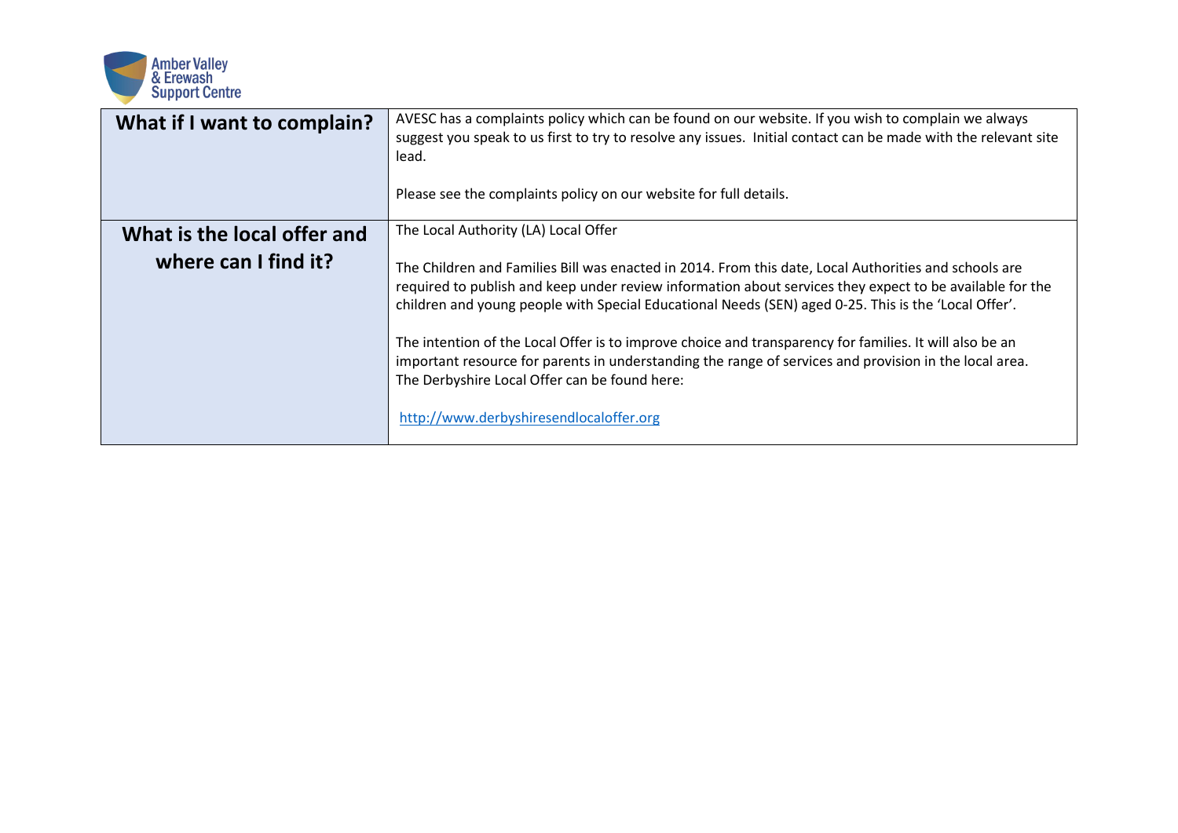| | |
|---|---|
| **What if I want to complain?** | AVESC has a complaints policy which can be found on our website. If you wish to complain we always suggest you speak to us first to try to resolve any issues. Initial contact can be made with the relevant site lead.<br><br>Please see the complaints policy on our website for full details. |
| **What is the local offer and where can I find it?** | The Local Authority (LA) Local Offer<br><br>The Children and Families Bill was enacted in 2014. From this date, Local Authorities and schools are required to publish and keep under review information about services they expect to be available for the children and young people with Special Educational Needs (SEN) aged 0-25. This is the 'Local Offer'.<br><br>The intention of the Local Offer is to improve choice and transparency for families. It will also be an important resource for parents in understanding the range of services and provision in the local area. The Derbyshire Local Offer can be found here:<br><br>http://www.derbyshiresendlocaloffer.org |